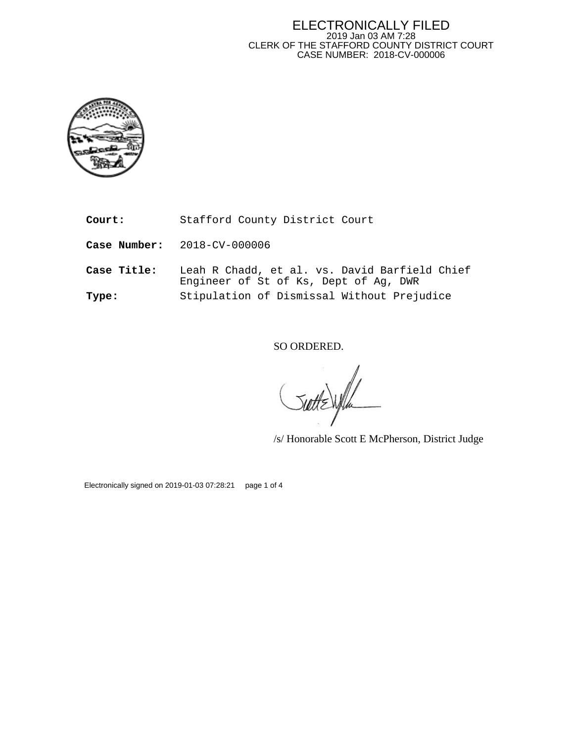ELECTRONICALLY FILED
2019 Jan 03 AM 7:28
CLERK OF THE STAFFORD COUNTY DISTRICT COURT
CASE NUMBER: 2018-CV-000006

**Court:** Stafford County District Court

**Case Number:** 2018-CV-000006

**Case Title:** Leah R Chadd, et al. vs. David Barfield Chief Engineer of St of Ks, Dept of Ag, DWR

**Type:** Stipulation of Dismissal Without Prejudice

SO ORDERED.

/s/ Honorable Scott E McPherson, District Judge

Electronically signed on 2019-01-03 07:28:21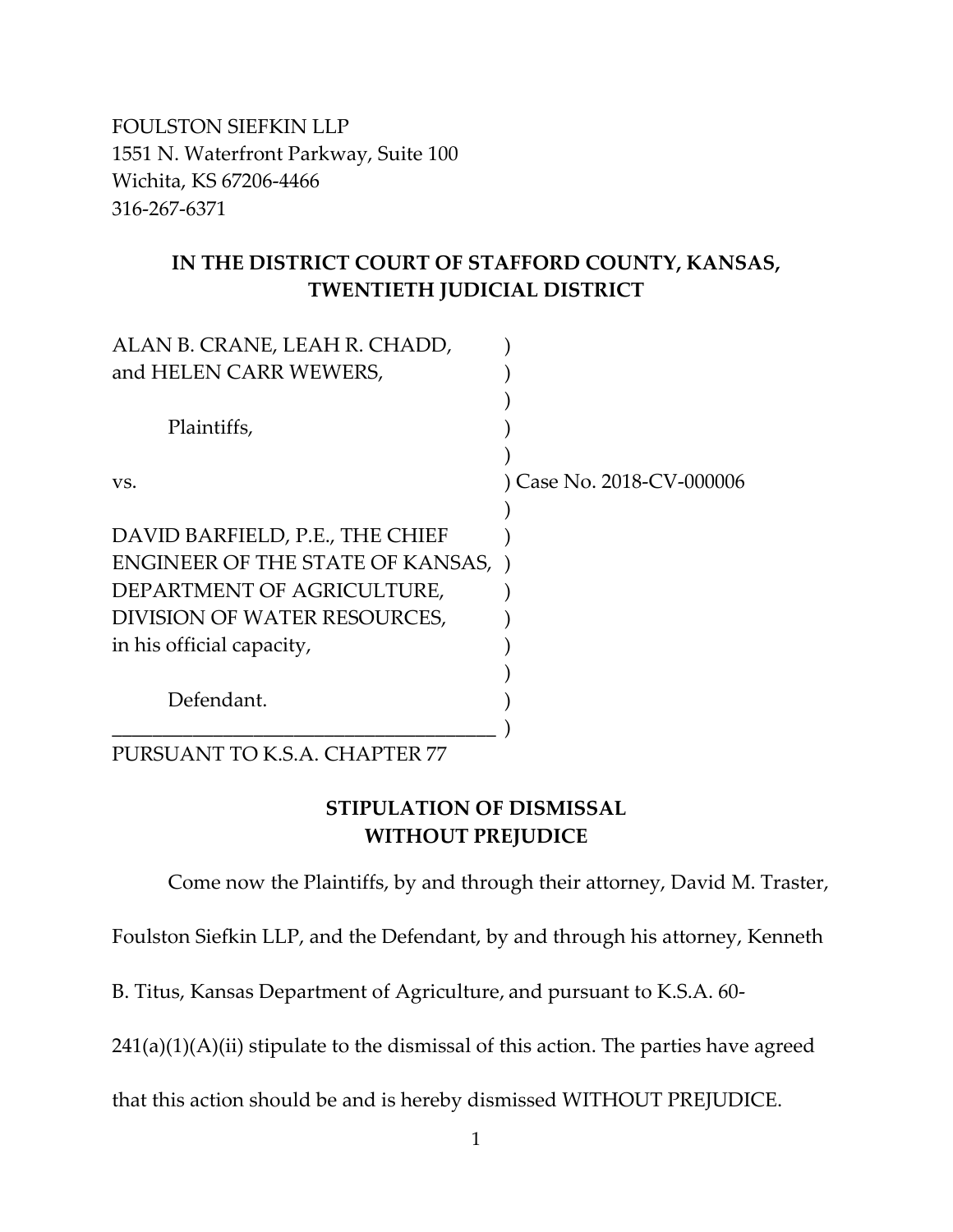FOULSTON SIEFKIN LLP
1551 N. Waterfront Parkway, Suite 100
Wichita, KS 67206-4466
316-267-6371

**IN THE DISTRICT COURT OF STAFFORD COUNTY, KANSAS, TWENTIETH JUDICIAL DISTRICT**

ALAN B. CRANE, LEAH R. CHADD, and HELEN CARR WEWERS,

Plaintiffs,

vs.

DAVID BARFIELD, P.E., THE CHIEF ENGINEER OF THE STATE OF KANSAS, DEPARTMENT OF AGRICULTURE, DIVISION OF WATER RESOURCES, in his official capacity,

Defendant.

Case No. 2018-CV-000006

PURSUANT TO K.S.A. CHAPTER 77

**STIPULATION OF DISMISSAL WITHOUT PREJUDICE**

Come now the Plaintiffs, by and through their attorney, David M. Traster, Foulston Siefkin LLP, and the Defendant, by and through his attorney, Kenneth B. Titus, Kansas Department of Agriculture, and pursuant to K.S.A. 60-241(a)(1)(A)(ii) stipulate to the dismissal of this action. The parties have agreed that this action should be and is hereby dismissed WITHOUT PREJUDICE.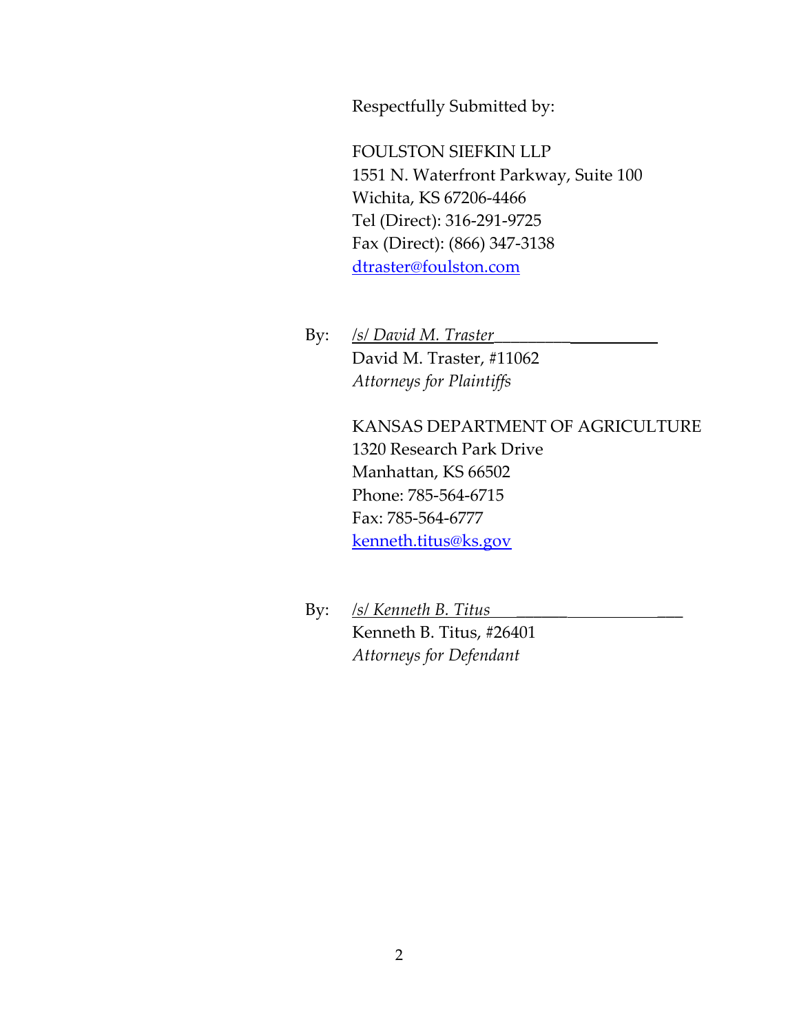Respectfully Submitted by:

FOULSTON SIEFKIN LLP
1551 N. Waterfront Parkway, Suite 100
Wichita, KS 67206-4466
Tel (Direct): 316-291-9725
Fax (Direct): (866) 347-3138
dtraster@foulston.com

By: */s/ David M. Traster*
David M. Traster, #11062
*Attorneys for Plaintiffs*

KANSAS DEPARTMENT OF AGRICULTURE
1320 Research Park Drive
Manhattan, KS 66502
Phone: 785-564-6715
Fax: 785-564-6777
kenneth.titus@ks.gov

By: */s/ Kenneth B. Titus*
Kenneth B. Titus, #26401
*Attorneys for Defendant*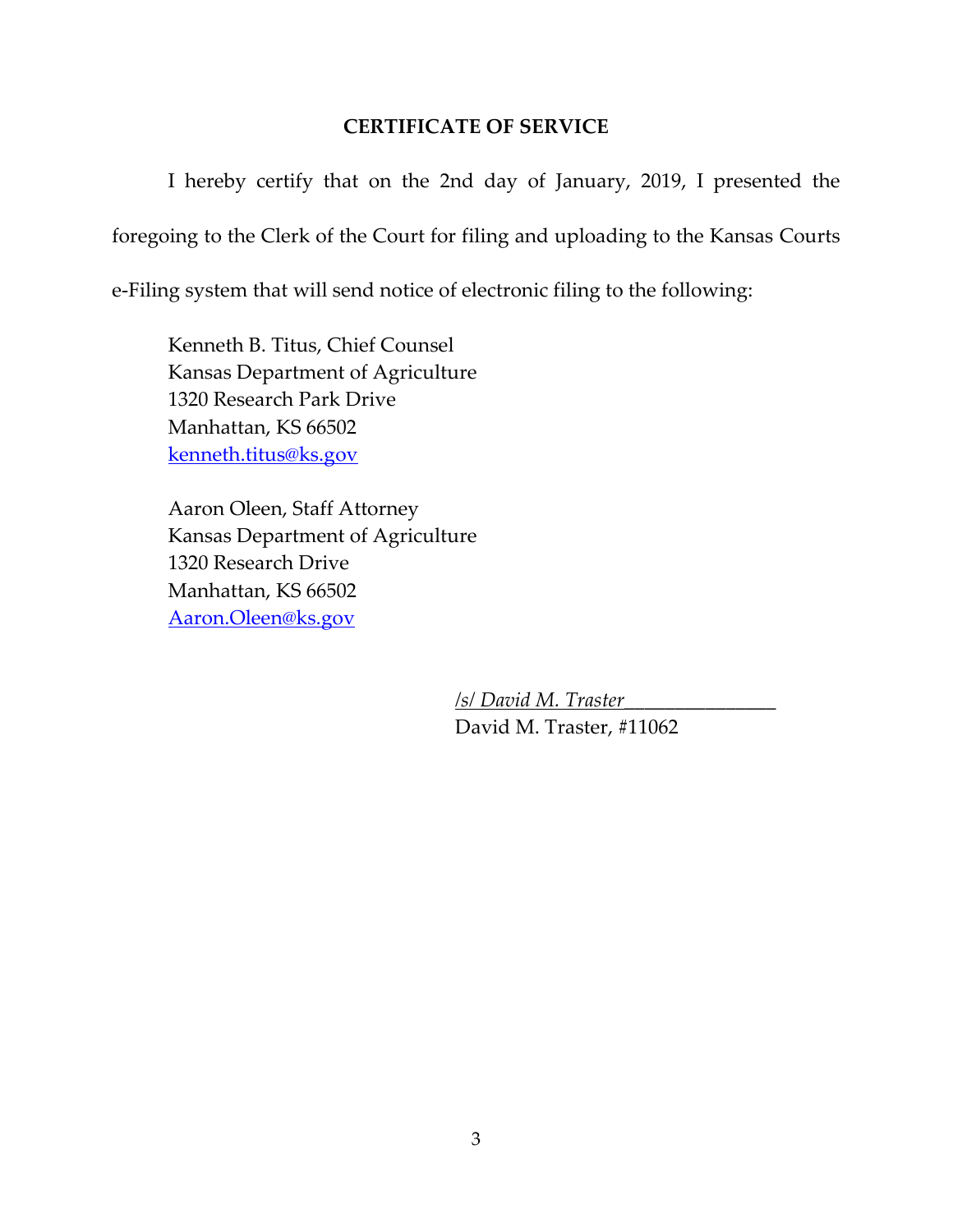**CERTIFICATE OF SERVICE**

I hereby certify that on the 2nd day of January, 2019, I presented the foregoing to the Clerk of the Court for filing and uploading to the Kansas Courts e-Filing system that will send notice of electronic filing to the following:

Kenneth B. Titus, Chief Counsel
Kansas Department of Agriculture
1320 Research Park Drive
Manhattan, KS 66502
kenneth.titus@ks.gov

Aaron Oleen, Staff Attorney
Kansas Department of Agriculture
1320 Research Drive
Manhattan, KS 66502
Aaron.Oleen@ks.gov

*/s/ David M. Traster*________________
David M. Traster, #11062